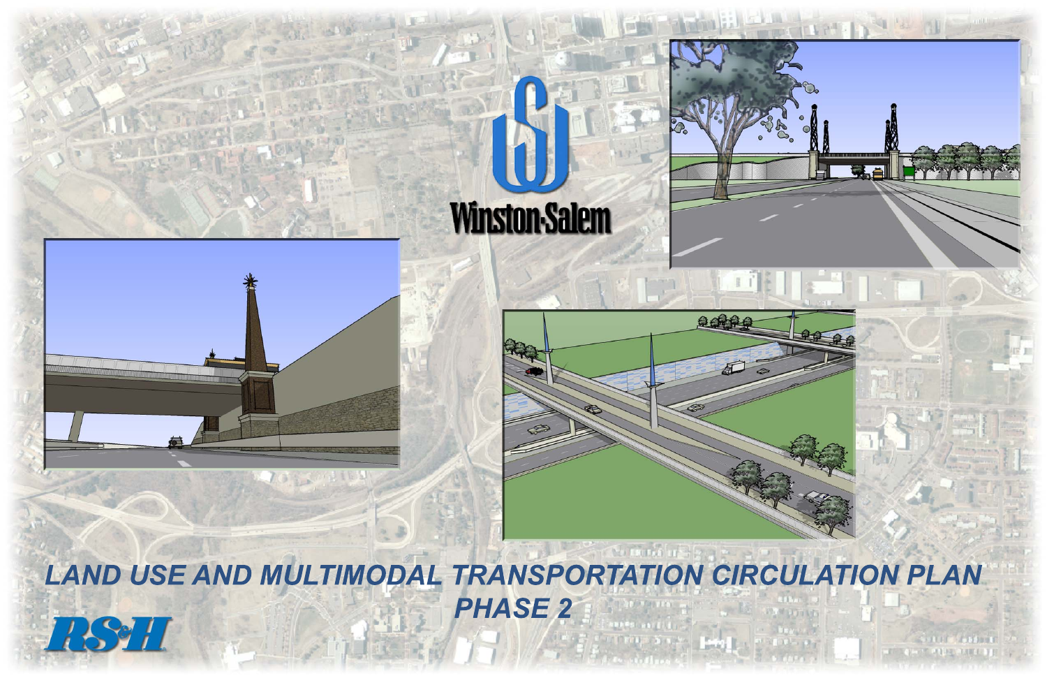Winston-Salem

# LAND USE AND MULTIMODAL TRANSPORTATION CIRCULATION PLAN PHASE 2

RS&H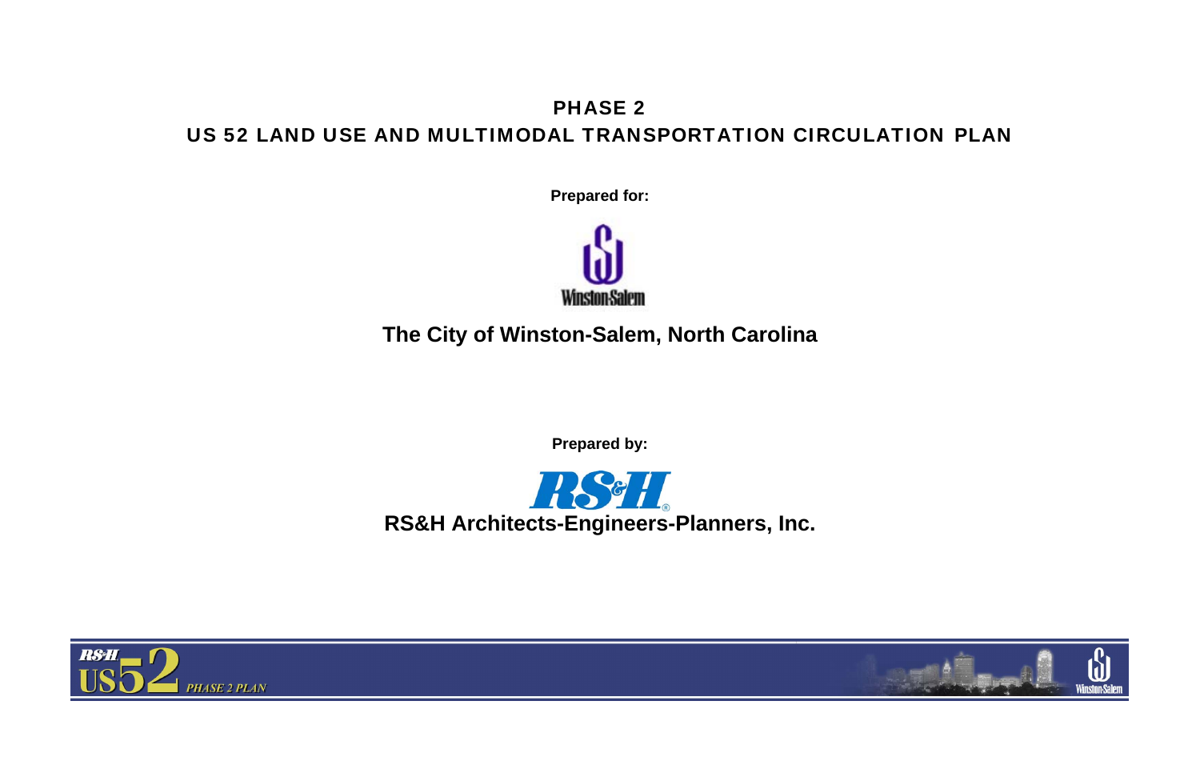# PHASE 2

# US 52 LAND USE AND MULTIMODAL TRANSPORTATION CIRCULATION PLAN

**Prepared for:**

## The City of Winston-Salem, North Carolina

**Prepared by:**

## RS&H Architects-Engineers-Planners, Inc.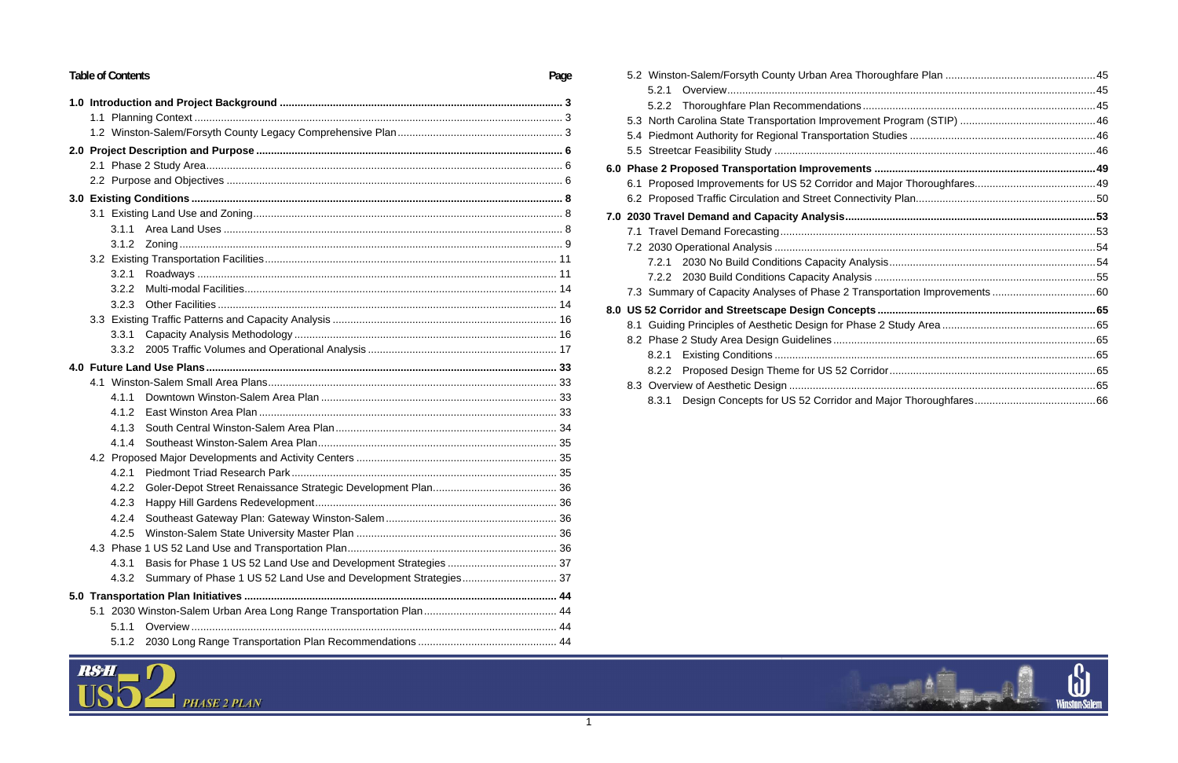# Table of Contents

| | Page |
|---|---|
| **1.0 Introduction and Project Background** | **3** |
| 1.1 Planning Context | 3 |
| 1.2 Winston-Salem/Forsyth County Legacy Comprehensive Plan | 3 |
| **2.0 Project Description and Purpose** | **6** |
| 2.1 Phase 2 Study Area | 6 |
| 2.2 Purpose and Objectives | 6 |
| **3.0 Existing Conditions** | **8** |
| 3.1 Existing Land Use and Zoning | 8 |
| 3.1.1 Area Land Uses | 8 |
| 3.1.2 Zoning | 9 |
| 3.2 Existing Transportation Facilities | 11 |
| 3.2.1 Roadways | 11 |
| 3.2.2 Multi-modal Facilities | 14 |
| 3.2.3 Other Facilities | 14 |
| 3.3 Existing Traffic Patterns and Capacity Analysis | 16 |
| 3.3.1 Capacity Analysis Methodology | 16 |
| 3.3.2 2005 Traffic Volumes and Operational Analysis | 17 |
| **4.0 Future Land Use Plans** | **33** |
| 4.1 Winston-Salem Small Area Plans | 33 |
| 4.1.1 Downtown Winston-Salem Area Plan | 33 |
| 4.1.2 East Winston Area Plan | 33 |
| 4.1.3 South Central Winston-Salem Area Plan | 34 |
| 4.1.4 Southeast Winston-Salem Area Plan | 35 |
| 4.2 Proposed Major Developments and Activity Centers | 35 |
| 4.2.1 Piedmont Triad Research Park | 35 |
| 4.2.2 Goler-Depot Street Renaissance Strategic Development Plan | 36 |
| 4.2.3 Happy Hill Gardens Redevelopment | 36 |
| 4.2.4 Southeast Gateway Plan: Gateway Winston-Salem | 36 |
| 4.2.5 Winston-Salem State University Master Plan | 36 |
| 4.3 Phase 1 US 52 Land Use and Transportation Plan | 36 |
| 4.3.1 Basis for Phase 1 US 52 Land Use and Development Strategies | 37 |
| 4.3.2 Summary of Phase 1 US 52 Land Use and Development Strategies | 37 |
| **5.0 Transportation Plan Initiatives** | **44** |
| 5.1 2030 Winston-Salem Urban Area Long Range Transportation Plan | 44 |
| 5.1.1 Overview | 44 |
| 5.1.2 2030 Long Range Transportation Plan Recommendations | 44 |
| 5.2 Winston-Salem/Forsyth County Urban Area Thoroughfare Plan | 45 |
| 5.2.1 Overview | 45 |
| 5.2.2 Thoroughfare Plan Recommendations | 45 |
| 5.3 North Carolina State Transportation Improvement Program (STIP) | 46 |
| 5.4 Piedmont Authority for Regional Transportation Studies | 46 |
| 5.5 Streetcar Feasibility Study | 46 |
| **6.0 Phase 2 Proposed Transportation Improvements** | **49** |
| 6.1 Proposed Improvements for US 52 Corridor and Major Thoroughfares | 49 |
| 6.2 Proposed Traffic Circulation and Street Connectivity Plan | 50 |
| **7.0 2030 Travel Demand and Capacity Analysis** | **53** |
| 7.1 Travel Demand Forecasting | 53 |
| 7.2 2030 Operational Analysis | 54 |
| 7.2.1 2030 No Build Conditions Capacity Analysis | 54 |
| 7.2.2 2030 Build Conditions Capacity Analysis | 55 |
| 7.3 Summary of Capacity Analyses of Phase 2 Transportation Improvements | 60 |
| **8.0 US 52 Corridor and Streetscape Design Concepts** | **65** |
| 8.1 Guiding Principles of Aesthetic Design for Phase 2 Study Area | 65 |
| 8.2 Phase 2 Study Area Design Guidelines | 65 |
| 8.2.1 Existing Conditions | 65 |
| 8.2.2 Proposed Design Theme for US 52 Corridor | 65 |
| 8.3 Overview of Aesthetic Design | 65 |
| 8.3.1 Design Concepts for US 52 Corridor and Major Thoroughfares | 66 |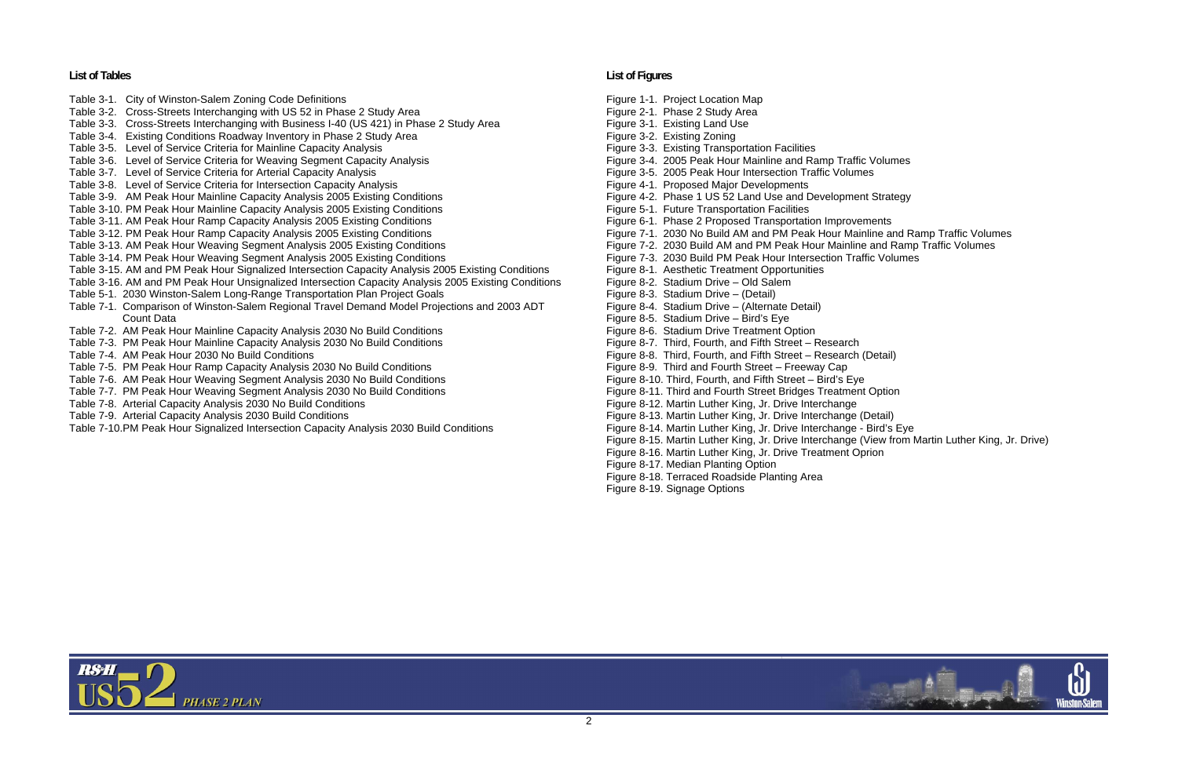**List of Tables**

Table 3-1. City of Winston-Salem Zoning Code Definitions
Table 3-2. Cross-Streets Interchanging with US 52 in Phase 2 Study Area
Table 3-3. Cross-Streets Interchanging with Business I-40 (US 421) in Phase 2 Study Area
Table 3-4. Existing Conditions Roadway Inventory in Phase 2 Study Area
Table 3-5. Level of Service Criteria for Mainline Capacity Analysis
Table 3-6. Level of Service Criteria for Weaving Segment Capacity Analysis
Table 3-7. Level of Service Criteria for Arterial Capacity Analysis
Table 3-8. Level of Service Criteria for Intersection Capacity Analysis
Table 3-9. AM Peak Hour Mainline Capacity Analysis 2005 Existing Conditions
Table 3-10. PM Peak Hour Mainline Capacity Analysis 2005 Existing Conditions
Table 3-11. AM Peak Hour Ramp Capacity Analysis 2005 Existing Conditions
Table 3-12. PM Peak Hour Ramp Capacity Analysis 2005 Existing Conditions
Table 3-13. AM Peak Hour Weaving Segment Analysis 2005 Existing Conditions
Table 3-14. PM Peak Hour Weaving Segment Analysis 2005 Existing Conditions
Table 3-15. AM and PM Peak Hour Signalized Intersection Capacity Analysis 2005 Existing Conditions
Table 3-16. AM and PM Peak Hour Unsignalized Intersection Capacity Analysis 2005 Existing Conditions
Table 5-1. 2030 Winston-Salem Long-Range Transportation Plan Project Goals
Table 7-1. Comparison of Winston-Salem Regional Travel Demand Model Projections and 2003 ADT Count Data
Table 7-2. AM Peak Hour Mainline Capacity Analysis 2030 No Build Conditions
Table 7-3. PM Peak Hour Mainline Capacity Analysis 2030 No Build Conditions
Table 7-4. AM Peak Hour 2030 No Build Conditions
Table 7-5. PM Peak Hour Ramp Capacity Analysis 2030 No Build Conditions
Table 7-6. AM Peak Hour Weaving Segment Analysis 2030 No Build Conditions
Table 7-7. PM Peak Hour Weaving Segment Analysis 2030 No Build Conditions
Table 7-8. Arterial Capacity Analysis 2030 No Build Conditions
Table 7-9. Arterial Capacity Analysis 2030 Build Conditions
Table 7-10.PM Peak Hour Signalized Intersection Capacity Analysis 2030 Build Conditions

**List of Figures**

Figure 1-1. Project Location Map
Figure 2-1. Phase 2 Study Area
Figure 3-1. Existing Land Use
Figure 3-2. Existing Zoning
Figure 3-3. Existing Transportation Facilities
Figure 3-4. 2005 Peak Hour Mainline and Ramp Traffic Volumes
Figure 3-5. 2005 Peak Hour Intersection Traffic Volumes
Figure 4-1. Proposed Major Developments
Figure 4-2. Phase 1 US 52 Land Use and Development Strategy
Figure 5-1. Future Transportation Facilities
Figure 6-1. Phase 2 Proposed Transportation Improvements
Figure 7-1. 2030 No Build AM and PM Peak Hour Mainline and Ramp Traffic Volumes
Figure 7-2. 2030 Build AM and PM Peak Hour Mainline and Ramp Traffic Volumes
Figure 7-3. 2030 Build PM Peak Hour Intersection Traffic Volumes
Figure 8-1. Aesthetic Treatment Opportunities
Figure 8-2. Stadium Drive – Old Salem
Figure 8-3. Stadium Drive – (Detail)
Figure 8-4. Stadium Drive – (Alternate Detail)
Figure 8-5. Stadium Drive – Bird's Eye
Figure 8-6. Stadium Drive Treatment Option
Figure 8-7. Third, Fourth, and Fifth Street – Research
Figure 8-8. Third, Fourth, and Fifth Street – Research (Detail)
Figure 8-9. Third and Fourth Street – Freeway Cap
Figure 8-10. Third, Fourth, and Fifth Street – Bird's Eye
Figure 8-11. Third and Fourth Street Bridges Treatment Option
Figure 8-12. Martin Luther King, Jr. Drive Interchange
Figure 8-13. Martin Luther King, Jr. Drive Interchange (Detail)
Figure 8-14. Martin Luther King, Jr. Drive Interchange - Bird's Eye
Figure 8-15. Martin Luther King, Jr. Drive Interchange (View from Martin Luther King, Jr. Drive)
Figure 8-16. Martin Luther King, Jr. Drive Treatment Oprion
Figure 8-17. Median Planting Option
Figure 8-18. Terraced Roadside Planting Area
Figure 8-19. Signage Options